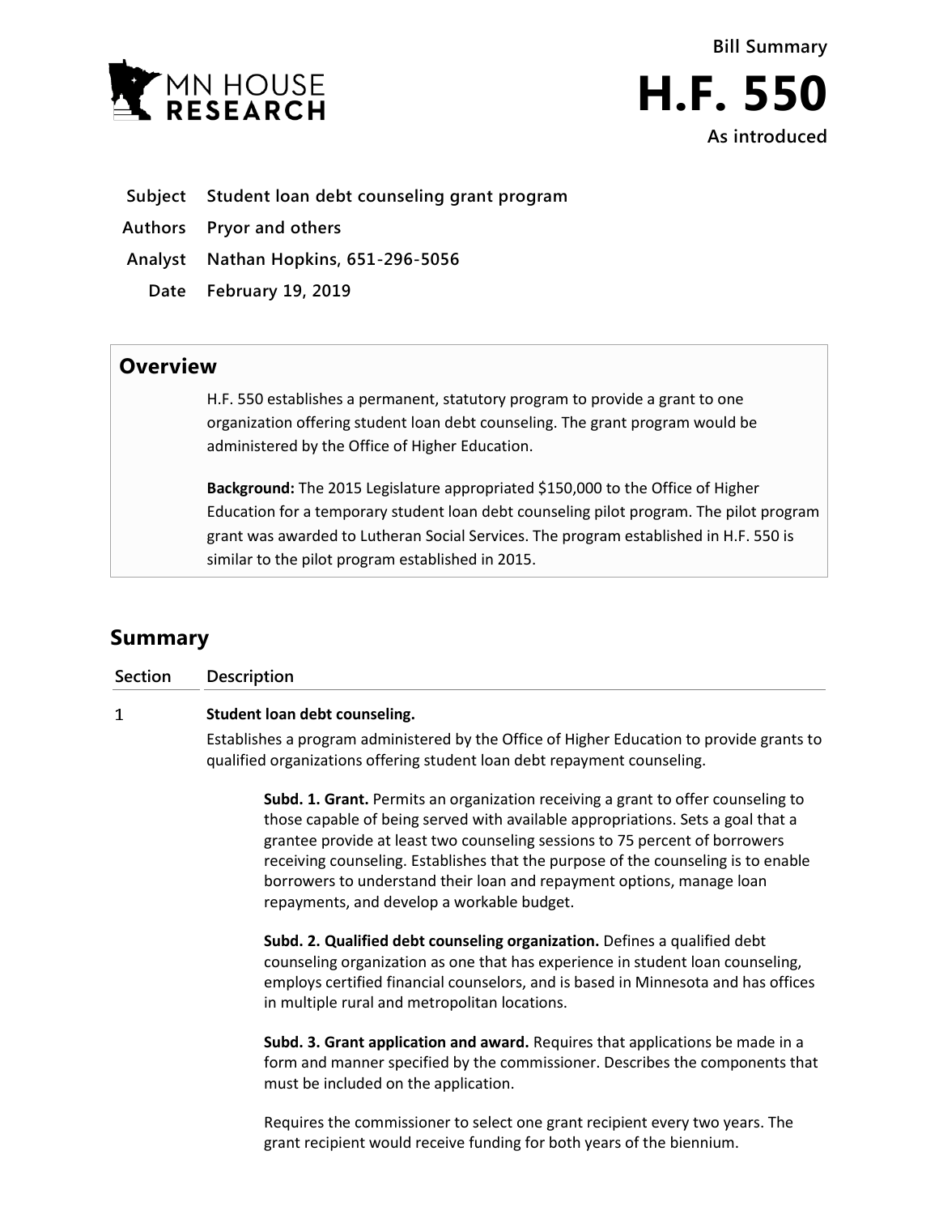MN HOUSE RESEARCH

Bill Summary

# H.F. 550

As introduced

| | |
|---|---|
| **Subject** | **Student loan debt counseling grant program** |
| **Authors** | **Pryor and others** |
| **Analyst** | **Nathan Hopkins, 651-296-5056** |
| **Date** | **February 19, 2019** |

## Overview

H.F. 550 establishes a permanent, statutory program to provide a grant to one organization offering student loan debt counseling. The grant program would be administered by the Office of Higher Education.

**Background:** The 2015 Legislature appropriated $150,000 to the Office of Higher Education for a temporary student loan debt counseling pilot program. The pilot program grant was awarded to Lutheran Social Services. The program established in H.F. 550 is similar to the pilot program established in 2015.

## Summary

| Section | Description |
|---|---|
| 1 | **Student loan debt counseling.** Establishes a program administered by the Office of Higher Education to provide grants to qualified organizations offering student loan debt repayment counseling. |

**Subd. 1. Grant.** Permits an organization receiving a grant to offer counseling to those capable of being served with available appropriations. Sets a goal that a grantee provide at least two counseling sessions to 75 percent of borrowers receiving counseling. Establishes that the purpose of the counseling is to enable borrowers to understand their loan and repayment options, manage loan repayments, and develop a workable budget.

**Subd. 2. Qualified debt counseling organization.** Defines a qualified debt counseling organization as one that has experience in student loan counseling, employs certified financial counselors, and is based in Minnesota and has offices in multiple rural and metropolitan locations.

**Subd. 3. Grant application and award.** Requires that applications be made in a form and manner specified by the commissioner. Describes the components that must be included on the application.

Requires the commissioner to select one grant recipient every two years. The grant recipient would receive funding for both years of the biennium.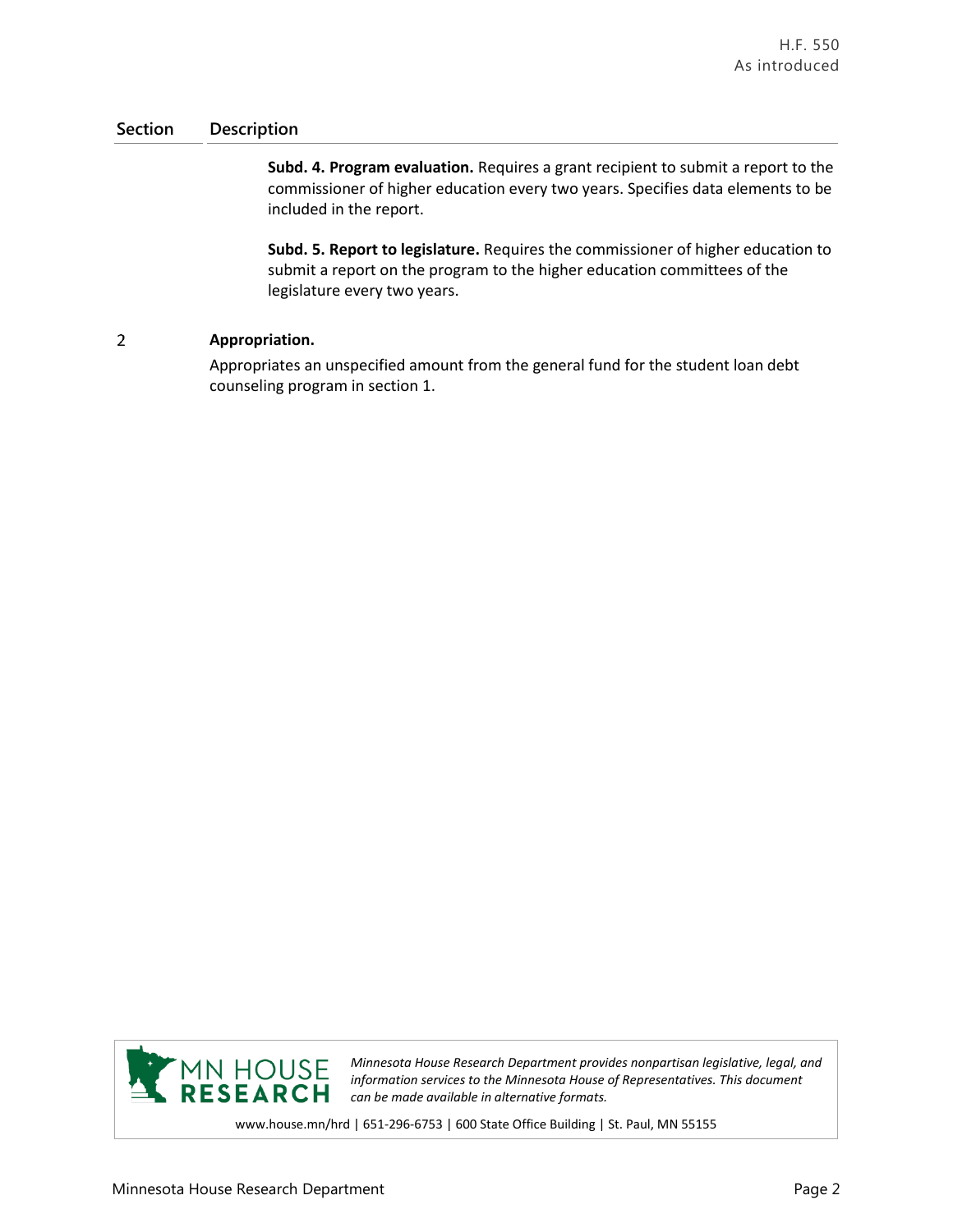| Section | Description |
|---|---|
| | **Subd. 4. Program evaluation.** Requires a grant recipient to submit a report to the commissioner of higher education every two years. Specifies data elements to be included in the report. |
| | **Subd. 5. Report to legislature.** Requires the commissioner of higher education to submit a report on the program to the higher education committees of the legislature every two years. |
| 2 | **Appropriation.** Appropriates an unspecified amount from the general fund for the student loan debt counseling program in section 1. |

*Minnesota House Research Department provides nonpartisan legislative, legal, and information services to the Minnesota House of Representatives. This document can be made available in alternative formats.*

www.house.mn/hrd | 651-296-6753 | 600 State Office Building | St. Paul, MN 55155